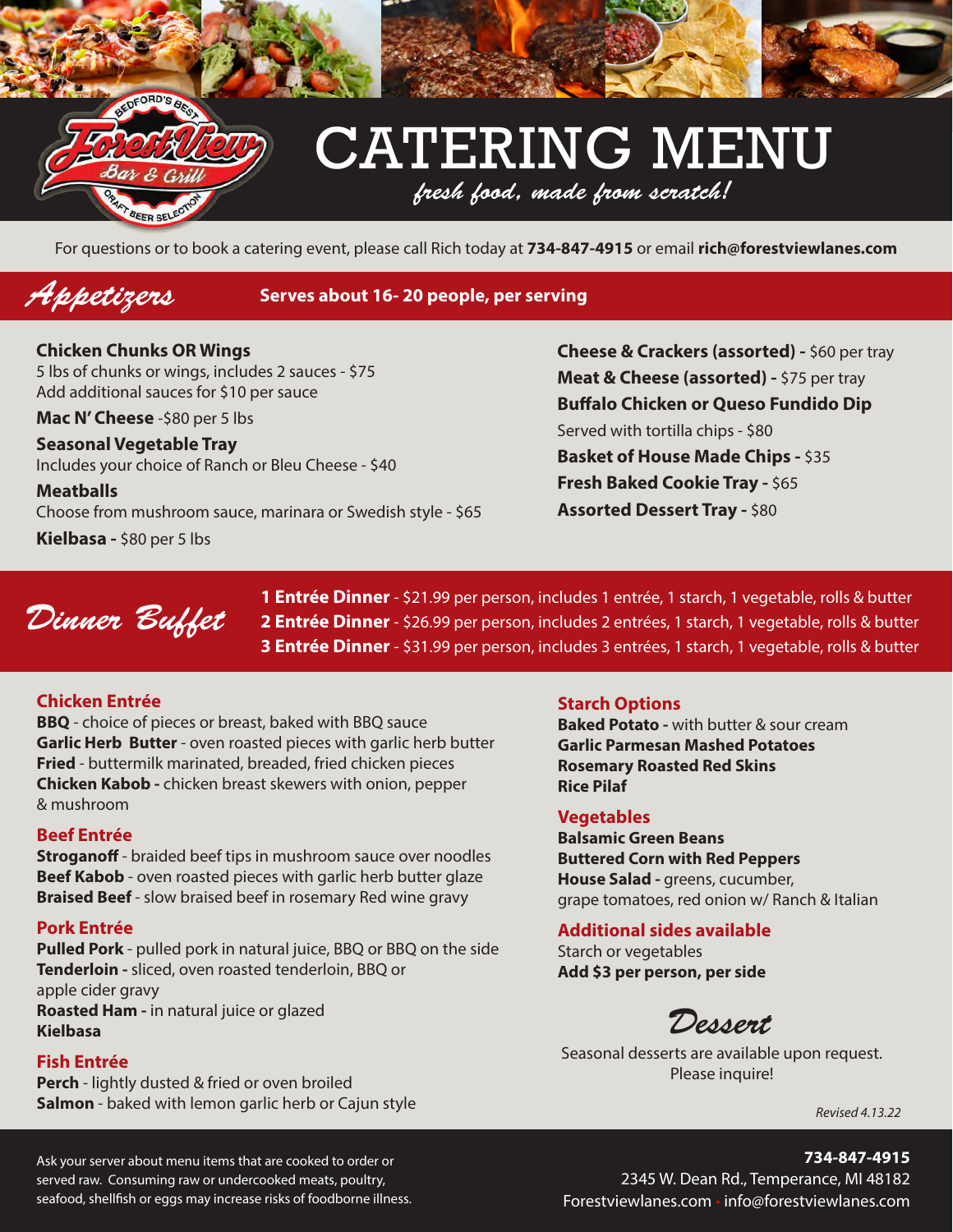# CATERING MENU

*fresh food, made from scratch!*

For questions or to book a catering event, please call Rich today at **734-847-4915** or email **rich@forestviewlanes.com**

## *Appetizers*

**Serves about 16- 20 people, per serving**

**Chicken Chunks OR Wings**
5 lbs of chunks or wings, includes 2 sauces - $75
Add additional sauces for $10 per sauce

**Mac N' Cheese** -$80 per 5 lbs

**Seasonal Vegetable Tray**
Includes your choice of Ranch or Bleu Cheese - $40

**Meatballs**
Choose from mushroom sauce, marinara or Swedish style - $65

**Kielbasa -** $80 per 5 lbs

**Cheese & Crackers (assorted) -** $60 per tray

**Meat & Cheese (assorted) -** $75 per tray

**Buffalo Chicken or Queso Fundido Dip**
Served with tortilla chips - $80

**Basket of House Made Chips -** $35

**Fresh Baked Cookie Tray -** $65

**Assorted Dessert Tray -** $80

## *Dinner Buffet*

**1 Entrée Dinner** - $21.99 per person, includes 1 entrée, 1 starch, 1 vegetable, rolls & butter
**2 Entrée Dinner** - $26.99 per person, includes 2 entrées, 1 starch, 1 vegetable, rolls & butter
**3 Entrée Dinner** - $31.99 per person, includes 3 entrées, 1 starch, 1 vegetable, rolls & butter

### Chicken Entrée

**BBQ** - choice of pieces or breast, baked with BBQ sauce
**Garlic Herb Butter** - oven roasted pieces with garlic herb butter
**Fried** - buttermilk marinated, breaded, fried chicken pieces
**Chicken Kabob -** chicken breast skewers with onion, pepper & mushroom

### Beef Entrée

**Stroganoff** - braided beef tips in mushroom sauce over noodles
**Beef Kabob** - oven roasted pieces with garlic herb butter glaze
**Braised Beef** - slow braised beef in rosemary Red wine gravy

### Pork Entrée

**Pulled Pork** - pulled pork in natural juice, BBQ or BBQ on the side
**Tenderloin -** sliced, oven roasted tenderloin, BBQ or apple cider gravy
**Roasted Ham -** in natural juice or glazed
**Kielbasa**

### Fish Entrée

**Perch** - lightly dusted & fried or oven broiled
**Salmon** - baked with lemon garlic herb or Cajun style

### Starch Options

**Baked Potato -** with butter & sour cream
**Garlic Parmesan Mashed Potatoes**
**Rosemary Roasted Red Skins**
**Rice Pilaf**

### Vegetables

**Balsamic Green Beans**
**Buttered Corn with Red Peppers**
**House Salad -** greens, cucumber, grape tomatoes, red onion w/ Ranch & Italian

### Additional sides available

Starch or vegetables
**Add $3 per person, per side**

## *Dessert*

Seasonal desserts are available upon request. Please inquire!

*Revised 4.13.22*

Ask your server about menu items that are cooked to order or served raw. Consuming raw or undercooked meats, poultry, seafood, shellfish or eggs may increase risks of foodborne illness.

**734-847-4915**
2345 W. Dean Rd., Temperance, MI 48182
Forestviewlanes.com • info@forestviewlanes.com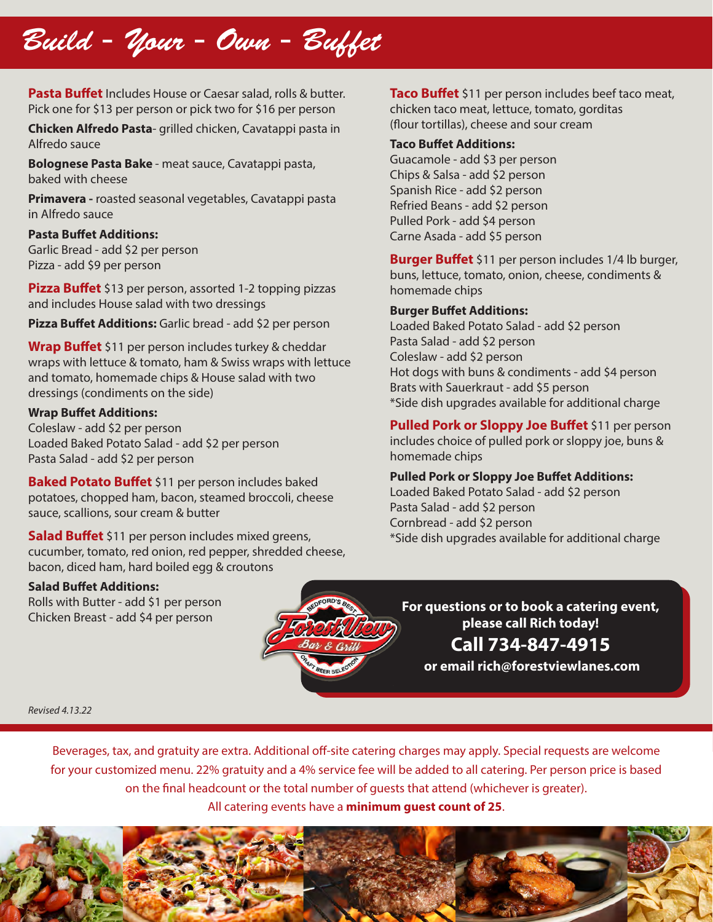# Build - Your - Own - Buffet

**Pasta Buffet** Includes House or Caesar salad, rolls & butter. Pick one for $13 per person or pick two for $16 per person

**Chicken Alfredo Pasta**- grilled chicken, Cavatappi pasta in Alfredo sauce

**Bolognese Pasta Bake** - meat sauce, Cavatappi pasta, baked with cheese

**Primavera -** roasted seasonal vegetables, Cavatappi pasta in Alfredo sauce

**Pasta Buffet Additions:**
Garlic Bread - add $2 per person
Pizza - add $9 per person

**Pizza Buffet** $13 per person, assorted 1-2 topping pizzas and includes House salad with two dressings

**Pizza Buffet Additions:** Garlic bread - add $2 per person

**Wrap Buffet** $11 per person includes turkey & cheddar wraps with lettuce & tomato, ham & Swiss wraps with lettuce and tomato, homemade chips & House salad with two dressings (condiments on the side)

**Wrap Buffet Additions:**
Coleslaw - add $2 per person
Loaded Baked Potato Salad - add $2 per person
Pasta Salad - add $2 per person

**Baked Potato Buffet** $11 per person includes baked potatoes, chopped ham, bacon, steamed broccoli, cheese sauce, scallions, sour cream & butter

**Salad Buffet** $11 per person includes mixed greens, cucumber, tomato, red onion, red pepper, shredded cheese, bacon, diced ham, hard boiled egg & croutons

**Salad Buffet Additions:**
Rolls with Butter - add $1 per person
Chicken Breast - add $4 per person

**Taco Buffet** $11 per person includes beef taco meat, chicken taco meat, lettuce, tomato, gorditas (flour tortillas), cheese and sour cream

**Taco Buffet Additions:**
Guacamole - add $3 per person
Chips & Salsa - add $2 person
Spanish Rice - add $2 person
Refried Beans - add $2 person
Pulled Pork - add $4 person
Carne Asada - add $5 person

**Burger Buffet** $11 per person includes 1/4 lb burger, buns, lettuce, tomato, onion, cheese, condiments & homemade chips

**Burger Buffet Additions:**
Loaded Baked Potato Salad - add $2 person
Pasta Salad - add $2 person
Coleslaw - add $2 person
Hot dogs with buns & condiments - add $4 person
Brats with Sauerkraut - add $5 person
*Side dish upgrades available for additional charge

**Pulled Pork or Sloppy Joe Buffet** $11 per person includes choice of pulled pork or sloppy joe, buns & homemade chips

**Pulled Pork or Sloppy Joe Buffet Additions:**
Loaded Baked Potato Salad - add $2 person
Pasta Salad - add $2 person
Cornbread - add $2 person
*Side dish upgrades available for additional charge

Bedford's Best Forest View Bar & Grill Craft Beer Selection

**For questions or to book a catering event, please call Rich today!**
**Call 734-847-4915**
**or email rich@forestviewlanes.com**

*Revised 4.13.22*

Beverages, tax, and gratuity are extra. Additional off-site catering charges may apply. Special requests are welcome for your customized menu. 22% gratuity and a 4% service fee will be added to all catering. Per person price is based on the final headcount or the total number of guests that attend (whichever is greater).
All catering events have a **minimum guest count of 25**.